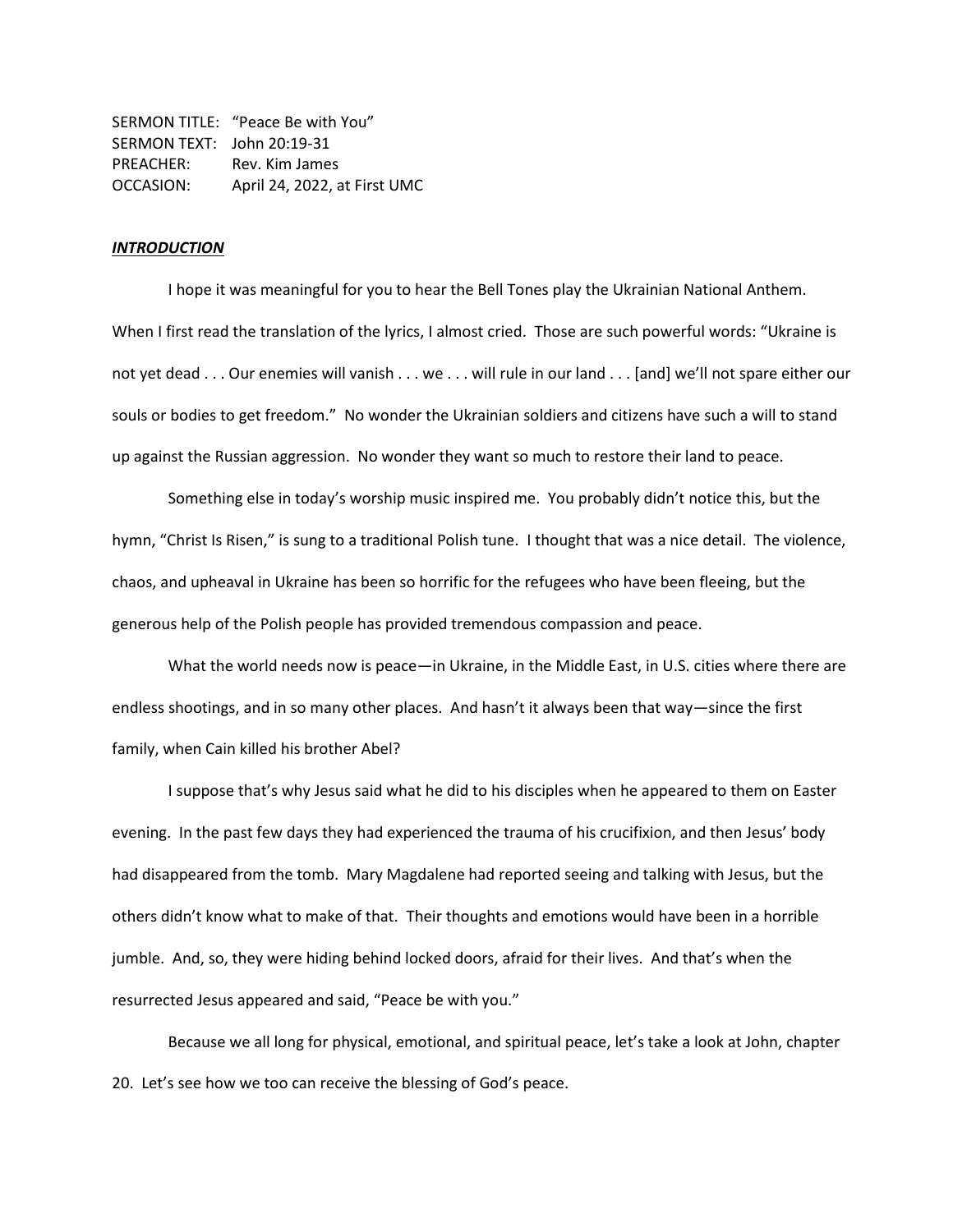SERMON TITLE: "Peace Be with You"
SERMON TEXT: John 20:19-31
PREACHER: Rev. Kim James
OCCASION: April 24, 2022, at First UMC

***INTRODUCTION***

I hope it was meaningful for you to hear the Bell Tones play the Ukrainian National Anthem. When I first read the translation of the lyrics, I almost cried. Those are such powerful words: "Ukraine is not yet dead . . . Our enemies will vanish . . . we . . . will rule in our land . . . [and] we'll not spare either our souls or bodies to get freedom." No wonder the Ukrainian soldiers and citizens have such a will to stand up against the Russian aggression. No wonder they want so much to restore their land to peace.

Something else in today's worship music inspired me. You probably didn't notice this, but the hymn, "Christ Is Risen," is sung to a traditional Polish tune. I thought that was a nice detail. The violence, chaos, and upheaval in Ukraine has been so horrific for the refugees who have been fleeing, but the generous help of the Polish people has provided tremendous compassion and peace.

What the world needs now is peace—in Ukraine, in the Middle East, in U.S. cities where there are endless shootings, and in so many other places. And hasn't it always been that way—since the first family, when Cain killed his brother Abel?

I suppose that's why Jesus said what he did to his disciples when he appeared to them on Easter evening. In the past few days they had experienced the trauma of his crucifixion, and then Jesus' body had disappeared from the tomb. Mary Magdalene had reported seeing and talking with Jesus, but the others didn't know what to make of that. Their thoughts and emotions would have been in a horrible jumble. And, so, they were hiding behind locked doors, afraid for their lives. And that's when the resurrected Jesus appeared and said, "Peace be with you."

Because we all long for physical, emotional, and spiritual peace, let's take a look at John, chapter 20. Let's see how we too can receive the blessing of God's peace.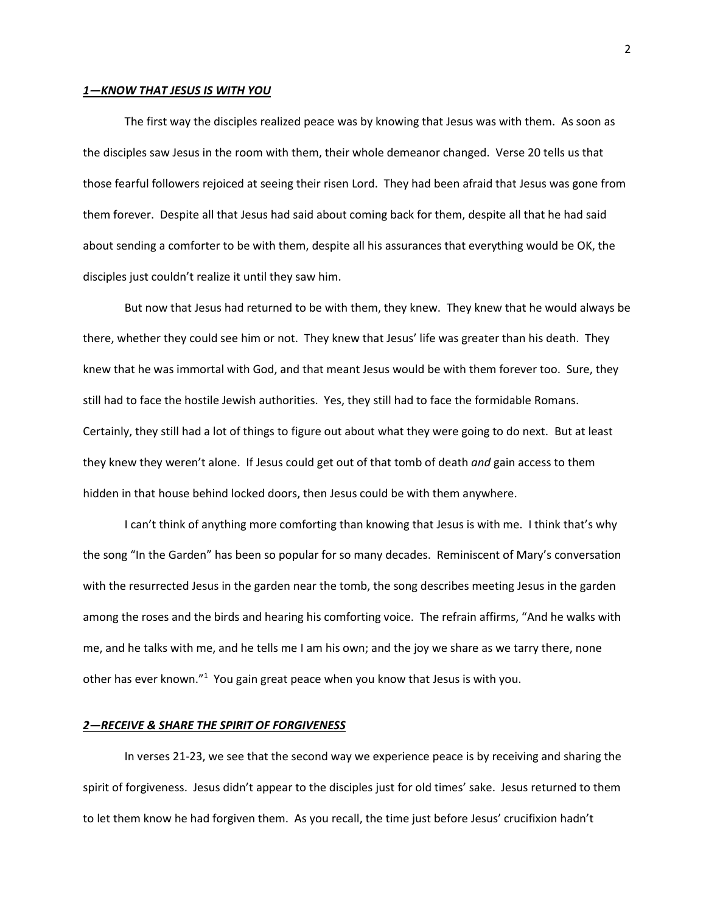### ***1—KNOW THAT JESUS IS WITH YOU***

The first way the disciples realized peace was by knowing that Jesus was with them. As soon as the disciples saw Jesus in the room with them, their whole demeanor changed. Verse 20 tells us that those fearful followers rejoiced at seeing their risen Lord. They had been afraid that Jesus was gone from them forever. Despite all that Jesus had said about coming back for them, despite all that he had said about sending a comforter to be with them, despite all his assurances that everything would be OK, the disciples just couldn't realize it until they saw him.

But now that Jesus had returned to be with them, they knew. They knew that he would always be there, whether they could see him or not. They knew that Jesus' life was greater than his death. They knew that he was immortal with God, and that meant Jesus would be with them forever too. Sure, they still had to face the hostile Jewish authorities. Yes, they still had to face the formidable Romans. Certainly, they still had a lot of things to figure out about what they were going to do next. But at least they knew they weren't alone. If Jesus could get out of that tomb of death *and* gain access to them hidden in that house behind locked doors, then Jesus could be with them anywhere.

I can't think of anything more comforting than knowing that Jesus is with me. I think that's why the song "In the Garden" has been so popular for so many decades. Reminiscent of Mary's conversation with the resurrected Jesus in the garden near the tomb, the song describes meeting Jesus in the garden among the roses and the birds and hearing his comforting voice. The refrain affirms, "And he walks with me, and he talks with me, and he tells me I am his own; and the joy we share as we tarry there, none other has ever known."[1] You gain great peace when you know that Jesus is with you.

### ***2—RECEIVE & SHARE THE SPIRIT OF FORGIVENESS***

In verses 21-23, we see that the second way we experience peace is by receiving and sharing the spirit of forgiveness. Jesus didn't appear to the disciples just for old times' sake. Jesus returned to them to let them know he had forgiven them. As you recall, the time just before Jesus' crucifixion hadn't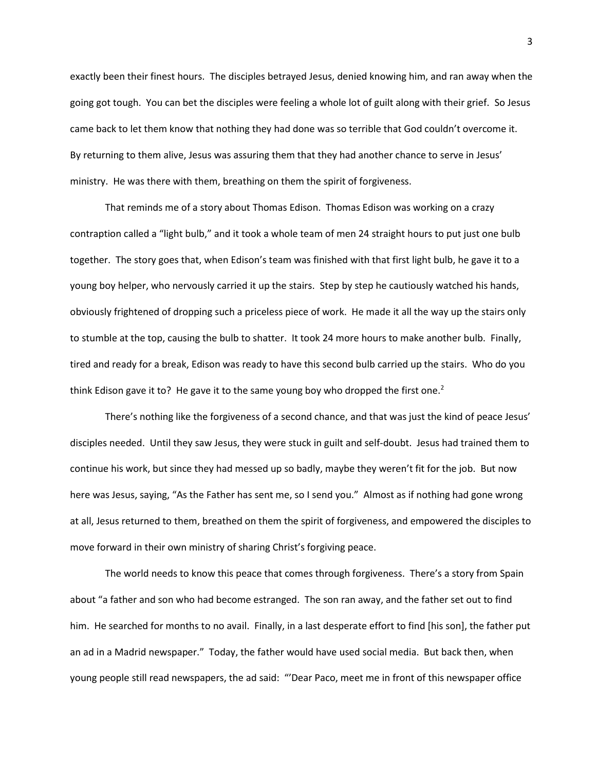exactly been their finest hours. The disciples betrayed Jesus, denied knowing him, and ran away when the going got tough. You can bet the disciples were feeling a whole lot of guilt along with their grief. So Jesus came back to let them know that nothing they had done was so terrible that God couldn't overcome it. By returning to them alive, Jesus was assuring them that they had another chance to serve in Jesus' ministry. He was there with them, breathing on them the spirit of forgiveness.

That reminds me of a story about Thomas Edison. Thomas Edison was working on a crazy contraption called a "light bulb," and it took a whole team of men 24 straight hours to put just one bulb together. The story goes that, when Edison's team was finished with that first light bulb, he gave it to a young boy helper, who nervously carried it up the stairs. Step by step he cautiously watched his hands, obviously frightened of dropping such a priceless piece of work. He made it all the way up the stairs only to stumble at the top, causing the bulb to shatter. It took 24 more hours to make another bulb. Finally, tired and ready for a break, Edison was ready to have this second bulb carried up the stairs. Who do you think Edison gave it to? He gave it to the same young boy who dropped the first one.[2]

There's nothing like the forgiveness of a second chance, and that was just the kind of peace Jesus' disciples needed. Until they saw Jesus, they were stuck in guilt and self-doubt. Jesus had trained them to continue his work, but since they had messed up so badly, maybe they weren't fit for the job. But now here was Jesus, saying, "As the Father has sent me, so I send you." Almost as if nothing had gone wrong at all, Jesus returned to them, breathed on them the spirit of forgiveness, and empowered the disciples to move forward in their own ministry of sharing Christ's forgiving peace.

The world needs to know this peace that comes through forgiveness. There's a story from Spain about "a father and son who had become estranged. The son ran away, and the father set out to find him. He searched for months to no avail. Finally, in a last desperate effort to find [his son], the father put an ad in a Madrid newspaper." Today, the father would have used social media. But back then, when young people still read newspapers, the ad said: "'Dear Paco, meet me in front of this newspaper office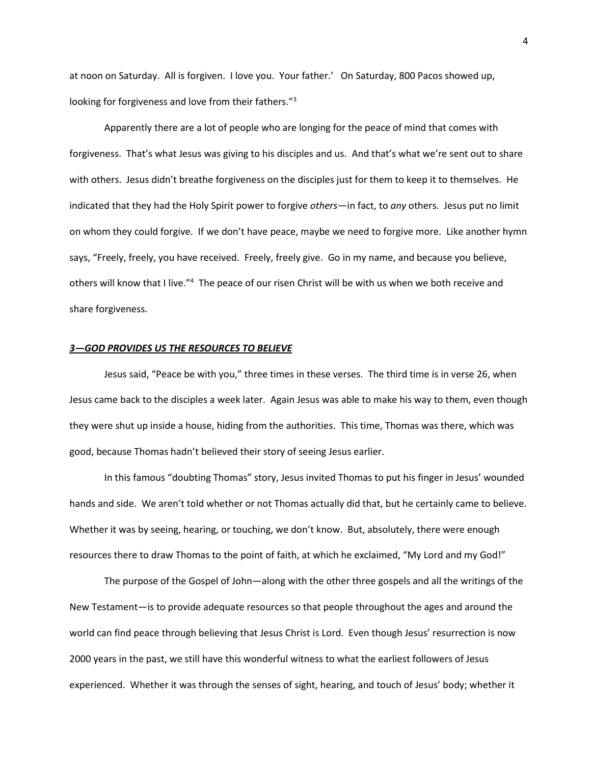at noon on Saturday. All is forgiven. I love you. Your father.' On Saturday, 800 Pacos showed up, looking for forgiveness and love from their fathers."[3]

Apparently there are a lot of people who are longing for the peace of mind that comes with forgiveness. That's what Jesus was giving to his disciples and us. And that's what we're sent out to share with others. Jesus didn't breathe forgiveness on the disciples just for them to keep it to themselves. He indicated that they had the Holy Spirit power to forgive *others*—in fact, to *any* others. Jesus put no limit on whom they could forgive. If we don't have peace, maybe we need to forgive more. Like another hymn says, "Freely, freely, you have received. Freely, freely give. Go in my name, and because you believe, others will know that I live."[4] The peace of our risen Christ will be with us when we both receive and share forgiveness.

### ***3—GOD PROVIDES US THE RESOURCES TO BELIEVE***

Jesus said, "Peace be with you," three times in these verses. The third time is in verse 26, when Jesus came back to the disciples a week later. Again Jesus was able to make his way to them, even though they were shut up inside a house, hiding from the authorities. This time, Thomas was there, which was good, because Thomas hadn't believed their story of seeing Jesus earlier.

In this famous "doubting Thomas" story, Jesus invited Thomas to put his finger in Jesus' wounded hands and side. We aren't told whether or not Thomas actually did that, but he certainly came to believe. Whether it was by seeing, hearing, or touching, we don't know. But, absolutely, there were enough resources there to draw Thomas to the point of faith, at which he exclaimed, "My Lord and my God!"

The purpose of the Gospel of John—along with the other three gospels and all the writings of the New Testament—is to provide adequate resources so that people throughout the ages and around the world can find peace through believing that Jesus Christ is Lord. Even though Jesus' resurrection is now 2000 years in the past, we still have this wonderful witness to what the earliest followers of Jesus experienced. Whether it was through the senses of sight, hearing, and touch of Jesus' body; whether it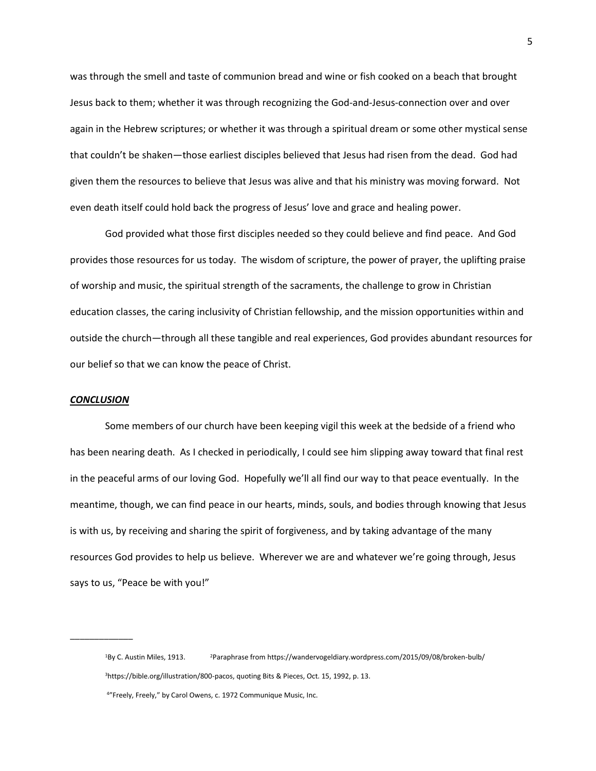was through the smell and taste of communion bread and wine or fish cooked on a beach that brought Jesus back to them; whether it was through recognizing the God-and-Jesus-connection over and over again in the Hebrew scriptures; or whether it was through a spiritual dream or some other mystical sense that couldn't be shaken—those earliest disciples believed that Jesus had risen from the dead. God had given them the resources to believe that Jesus was alive and that his ministry was moving forward. Not even death itself could hold back the progress of Jesus' love and grace and healing power.

God provided what those first disciples needed so they could believe and find peace. And God provides those resources for us today. The wisdom of scripture, the power of prayer, the uplifting praise of worship and music, the spiritual strength of the sacraments, the challenge to grow in Christian education classes, the caring inclusivity of Christian fellowship, and the mission opportunities within and outside the church—through all these tangible and real experiences, God provides abundant resources for our belief so that we can know the peace of Christ.

***CONCLUSION***

Some members of our church have been keeping vigil this week at the bedside of a friend who has been nearing death. As I checked in periodically, I could see him slipping away toward that final rest in the peaceful arms of our loving God. Hopefully we'll all find our way to that peace eventually. In the meantime, though, we can find peace in our hearts, minds, souls, and bodies through knowing that Jesus is with us, by receiving and sharing the spirit of forgiveness, and by taking advantage of the many resources God provides to help us believe. Wherever we are and whatever we're going through, Jesus says to us, "Peace be with you!"

---

[1]By C. Austin Miles, 1913. [2]Paraphrase from https://wandervogeldiary.wordpress.com/2015/09/08/broken-bulb/

[3]https://bible.org/illustration/800-pacos, quoting Bits & Pieces, Oct. 15, 1992, p. 13.

[4]"Freely, Freely," by Carol Owens, c. 1972 Communique Music, Inc.